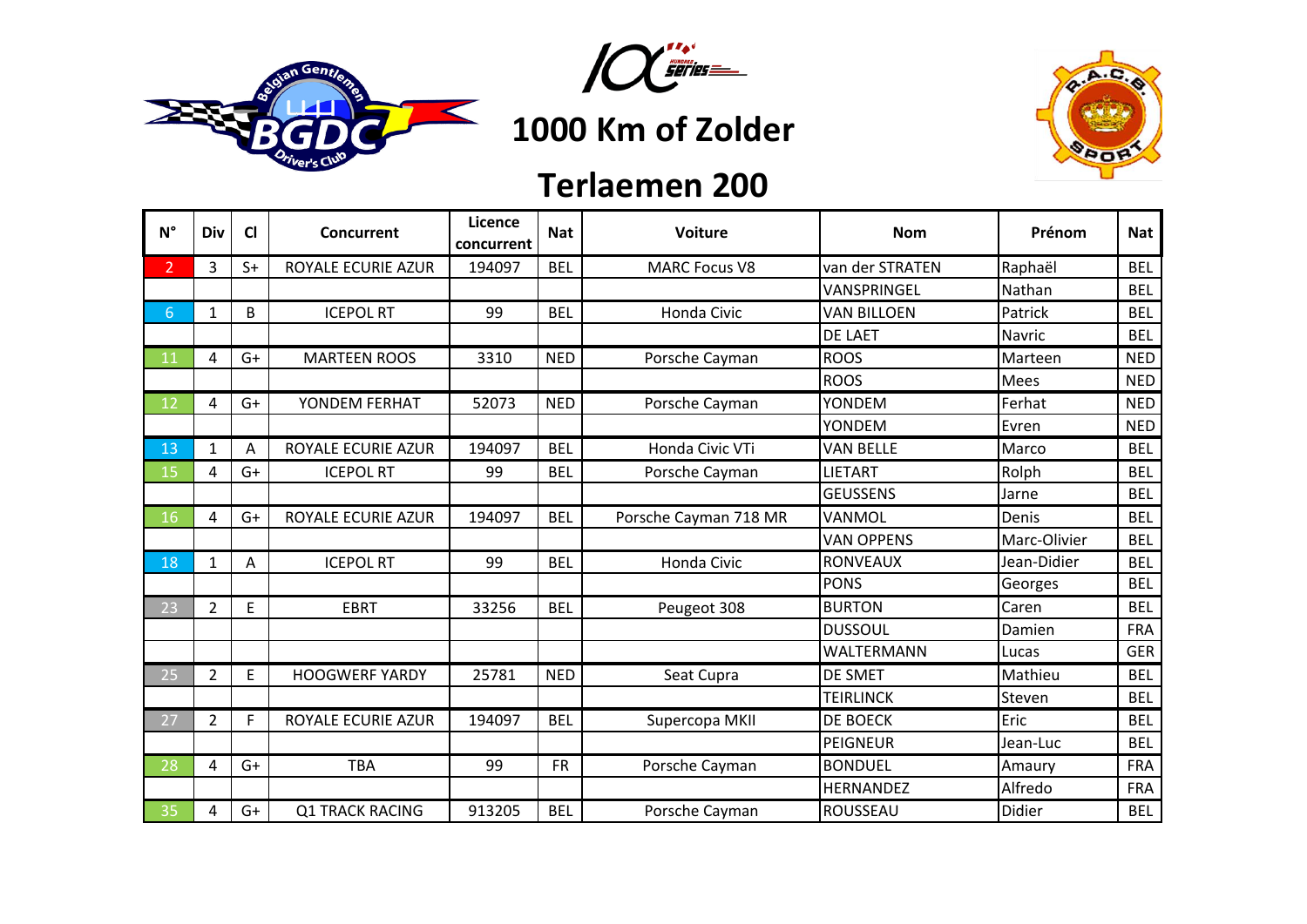# 1000 Km of Zolder

## Terlaemen 200

| N° | Div | Cl | Concurrent | Licence concurrent | Nat | Voiture | Nom | Prénom | Nat |
|---|---|---|---|---|---|---|---|---|---|
| 2 | 3 | S+ | ROYALE ECURIE AZUR | 194097 | BEL | MARC Focus V8 | van der STRATEN | Raphaël | BEL |
| | | | | | | | VANSPRINGEL | Nathan | BEL |
| 6 | 1 | B | ICEPOL RT | 99 | BEL | Honda Civic | VAN BILLOEN | Patrick | BEL |
| | | | | | | | DE LAET | Navric | BEL |
| 11 | 4 | G+ | MARTEEN ROOS | 3310 | NED | Porsche Cayman | ROOS | Marteen | NED |
| | | | | | | | ROOS | Mees | NED |
| 12 | 4 | G+ | YONDEM FERHAT | 52073 | NED | Porsche Cayman | YONDEM | Ferhat | NED |
| | | | | | | | YONDEM | Evren | NED |
| 13 | 1 | A | ROYALE ECURIE AZUR | 194097 | BEL | Honda Civic VTi | VAN BELLE | Marco | BEL |
| 15 | 4 | G+ | ICEPOL RT | 99 | BEL | Porsche Cayman | LIETART | Rolph | BEL |
| | | | | | | | GEUSSENS | Jarne | BEL |
| 16 | 4 | G+ | ROYALE ECURIE AZUR | 194097 | BEL | Porsche Cayman 718 MR | VANMOL | Denis | BEL |
| | | | | | | | VAN OPPENS | Marc-Olivier | BEL |
| 18 | 1 | A | ICEPOL RT | 99 | BEL | Honda Civic | RONVEAUX | Jean-Didier | BEL |
| | | | | | | | PONS | Georges | BEL |
| 23 | 2 | E | EBRT | 33256 | BEL | Peugeot 308 | BURTON | Caren | BEL |
| | | | | | | | DUSSOUL | Damien | FRA |
| | | | | | | | WALTERMANN | Lucas | GER |
| 25 | 2 | E | HOOGWERF YARDY | 25781 | NED | Seat Cupra | DE SMET | Mathieu | BEL |
| | | | | | | | TEIRLINCK | Steven | BEL |
| 27 | 2 | F | ROYALE ECURIE AZUR | 194097 | BEL | Supercopa MKII | DE BOECK | Eric | BEL |
| | | | | | | | PEIGNEUR | Jean-Luc | BEL |
| 28 | 4 | G+ | TBA | 99 | FR | Porsche Cayman | BONDUEL | Amaury | FRA |
| | | | | | | | HERNANDEZ | Alfredo | FRA |
| 35 | 4 | G+ | Q1 TRACK RACING | 913205 | BEL | Porsche Cayman | ROUSSEAU | Didier | BEL |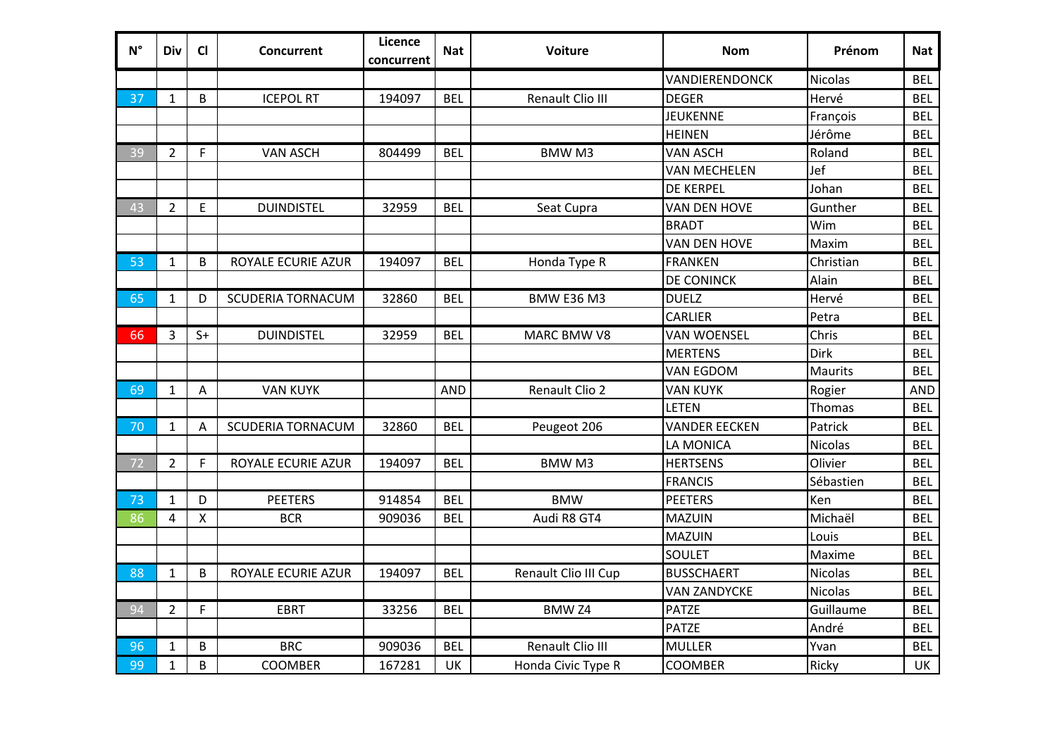| N° | Div | Cl | Concurrent | Licence concurrent | Nat | Voiture | Nom | Prénom | Nat |
|---|---|---|---|---|---|---|---|---|---|
| | | | | | | | VANDIERENDONCK | Nicolas | BEL |
| 37 | 1 | B | ICEPOL RT | 194097 | BEL | Renault Clio III | DEGER | Hervé | BEL |
| | | | | | | | JEUKENNE | François | BEL |
| | | | | | | | HEINEN | Jérôme | BEL |
| 39 | 2 | F | VAN ASCH | 804499 | BEL | BMW M3 | VAN ASCH | Roland | BEL |
| | | | | | | | VAN MECHELEN | Jef | BEL |
| | | | | | | | DE KERPEL | Johan | BEL |
| 43 | 2 | E | DUINDISTEL | 32959 | BEL | Seat Cupra | VAN DEN HOVE | Gunther | BEL |
| | | | | | | | BRADT | Wim | BEL |
| | | | | | | | VAN DEN HOVE | Maxim | BEL |
| 53 | 1 | B | ROYALE ECURIE AZUR | 194097 | BEL | Honda Type R | FRANKEN | Christian | BEL |
| | | | | | | | DE CONINCK | Alain | BEL |
| 65 | 1 | D | SCUDERIA TORNACUM | 32860 | BEL | BMW E36 M3 | DUELZ | Hervé | BEL |
| | | | | | | | CARLIER | Petra | BEL |
| 66 | 3 | S+ | DUINDISTEL | 32959 | BEL | MARC BMW V8 | VAN WOENSEL | Chris | BEL |
| | | | | | | | MERTENS | Dirk | BEL |
| | | | | | | | VAN EGDOM | Maurits | BEL |
| 69 | 1 | A | VAN KUYK | | AND | Renault Clio 2 | VAN KUYK | Rogier | AND |
| | | | | | | | LETEN | Thomas | BEL |
| 70 | 1 | A | SCUDERIA TORNACUM | 32860 | BEL | Peugeot 206 | VANDER EECKEN | Patrick | BEL |
| | | | | | | | LA MONICA | Nicolas | BEL |
| 72 | 2 | F | ROYALE ECURIE AZUR | 194097 | BEL | BMW M3 | HERTSENS | Olivier | BEL |
| | | | | | | | FRANCIS | Sébastien | BEL |
| 73 | 1 | D | PEETERS | 914854 | BEL | BMW | PEETERS | Ken | BEL |
| 86 | 4 | X | BCR | 909036 | BEL | Audi R8 GT4 | MAZUIN | Michaël | BEL |
| | | | | | | | MAZUIN | Louis | BEL |
| | | | | | | | SOULET | Maxime | BEL |
| 88 | 1 | B | ROYALE ECURIE AZUR | 194097 | BEL | Renault Clio III Cup | BUSSCHAERT | Nicolas | BEL |
| | | | | | | | VAN ZANDYCKE | Nicolas | BEL |
| 94 | 2 | F | EBRT | 33256 | BEL | BMW Z4 | PATZE | Guillaume | BEL |
| | | | | | | | PATZE | André | BEL |
| 96 | 1 | B | BRC | 909036 | BEL | Renault Clio III | MULLER | Yvan | BEL |
| 99 | 1 | B | COOMBER | 167281 | UK | Honda Civic Type R | COOMBER | Ricky | UK |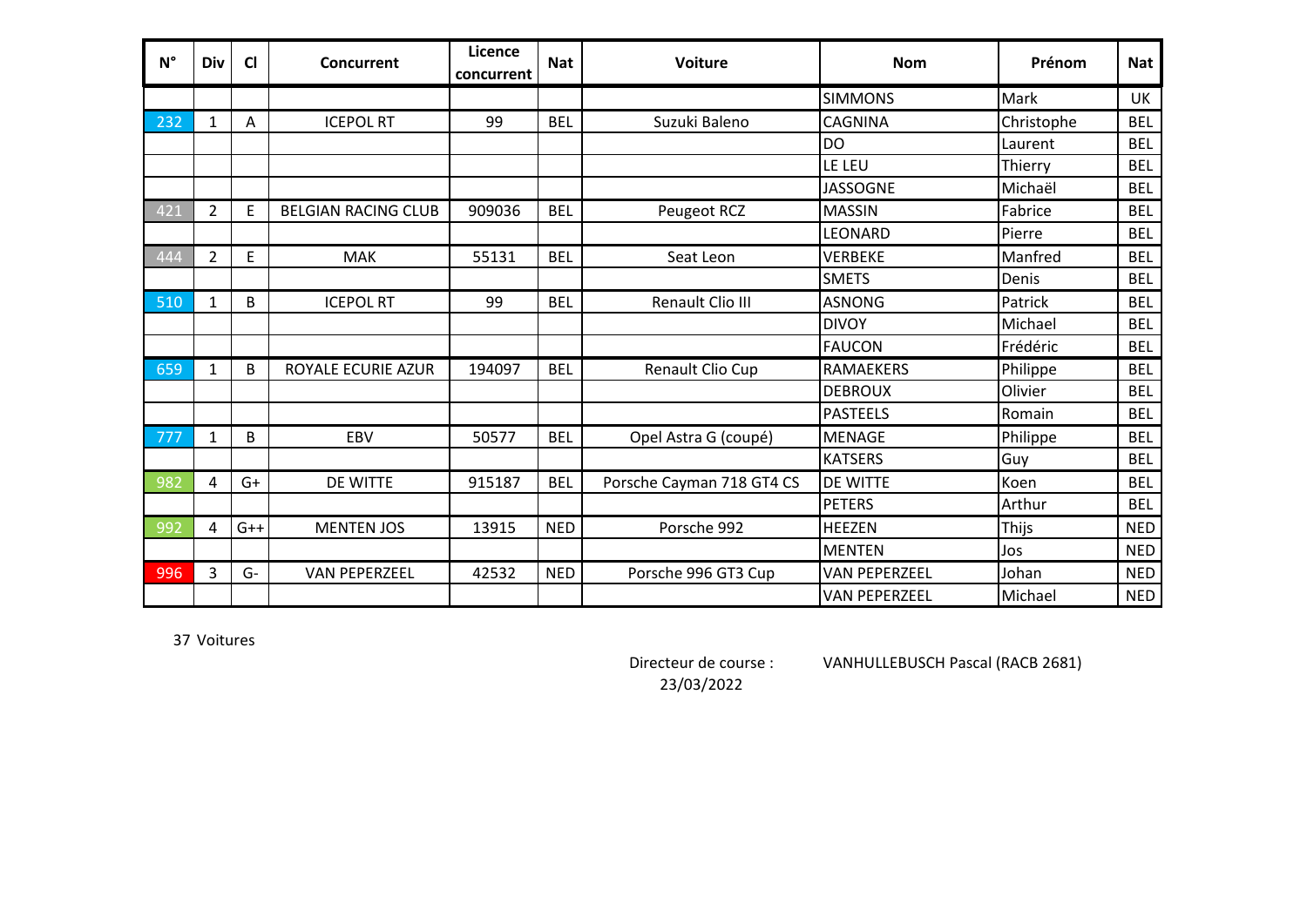| N° | Div | Cl | Concurrent | Licence concurrent | Nat | Voiture | Nom | Prénom | Nat |
|---|---|---|---|---|---|---|---|---|---|
| | | | | | | | SIMMONS | Mark | UK |
| 232 | 1 | A | ICEPOL RT | 99 | BEL | Suzuki Baleno | CAGNINA | Christophe | BEL |
| | | | | | | | DO | Laurent | BEL |
| | | | | | | | LE LEU | Thierry | BEL |
| | | | | | | | JASSOGNE | Michaël | BEL |
| 421 | 2 | E | BELGIAN RACING CLUB | 909036 | BEL | Peugeot RCZ | MASSIN | Fabrice | BEL |
| | | | | | | | LEONARD | Pierre | BEL |
| 444 | 2 | E | MAK | 55131 | BEL | Seat Leon | VERBEKE | Manfred | BEL |
| | | | | | | | SMETS | Denis | BEL |
| 510 | 1 | B | ICEPOL RT | 99 | BEL | Renault Clio III | ASNONG | Patrick | BEL |
| | | | | | | | DIVOY | Michael | BEL |
| | | | | | | | FAUCON | Frédéric | BEL |
| 659 | 1 | B | ROYALE ECURIE AZUR | 194097 | BEL | Renault Clio Cup | RAMAEKERS | Philippe | BEL |
| | | | | | | | DEBROUX | Olivier | BEL |
| | | | | | | | PASTEELS | Romain | BEL |
| 777 | 1 | B | EBV | 50577 | BEL | Opel Astra G (coupé) | MENAGE | Philippe | BEL |
| | | | | | | | KATSERS | Guy | BEL |
| 982 | 4 | G+ | DE WITTE | 915187 | BEL | Porsche Cayman 718 GT4 CS | DE WITTE | Koen | BEL |
| | | | | | | | PETERS | Arthur | BEL |
| 992 | 4 | G++ | MENTEN JOS | 13915 | NED | Porsche 992 | HEEZEN | Thijs | NED |
| | | | | | | | MENTEN | Jos | NED |
| 996 | 3 | G- | VAN PEPERZEEL | 42532 | NED | Porsche 996 GT3 Cup | VAN PEPERZEEL | Johan | NED |
| | | | | | | | VAN PEPERZEEL | Michael | NED |

37 Voitures

Directeur de course : VANHULLEBUSCH Pascal (RACB 2681)

23/03/2022